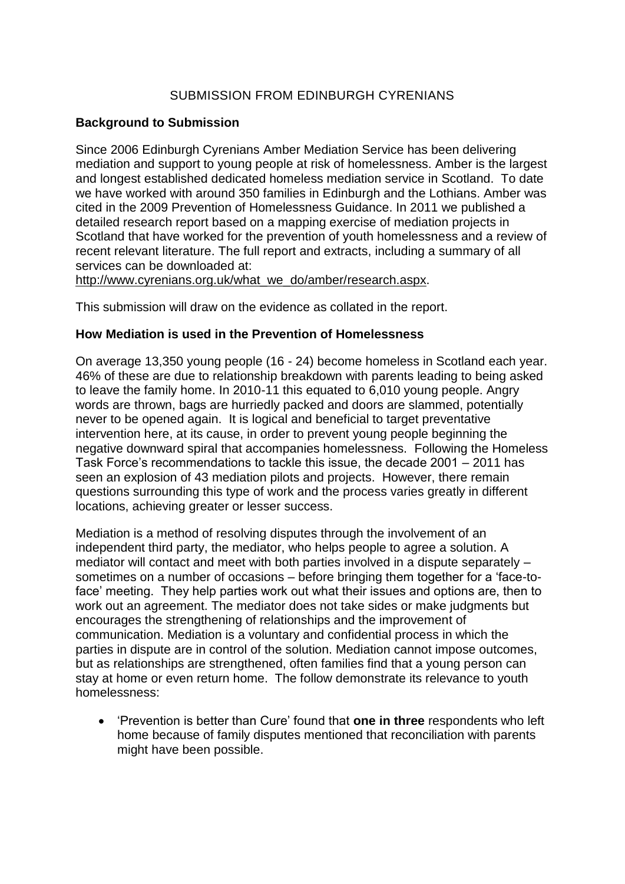SUBMISSION FROM EDINBURGH CYRENIANS

**Background to Submission**

Since 2006 Edinburgh Cyrenians Amber Mediation Service has been delivering mediation and support to young people at risk of homelessness. Amber is the largest and longest established dedicated homeless mediation service in Scotland. To date we have worked with around 350 families in Edinburgh and the Lothians. Amber was cited in the 2009 Prevention of Homelessness Guidance. In 2011 we published a detailed research report based on a mapping exercise of mediation projects in Scotland that have worked for the prevention of youth homelessness and a review of recent relevant literature. The full report and extracts, including a summary of all services can be downloaded at:
http://www.cyrenians.org.uk/what_we_do/amber/research.aspx.

This submission will draw on the evidence as collated in the report.

**How Mediation is used in the Prevention of Homelessness**

On average 13,350 young people (16 - 24) become homeless in Scotland each year. 46% of these are due to relationship breakdown with parents leading to being asked to leave the family home. In 2010-11 this equated to 6,010 young people. Angry words are thrown, bags are hurriedly packed and doors are slammed, potentially never to be opened again. It is logical and beneficial to target preventative intervention here, at its cause, in order to prevent young people beginning the negative downward spiral that accompanies homelessness. Following the Homeless Task Force's recommendations to tackle this issue, the decade 2001 – 2011 has seen an explosion of 43 mediation pilots and projects. However, there remain questions surrounding this type of work and the process varies greatly in different locations, achieving greater or lesser success.

Mediation is a method of resolving disputes through the involvement of an independent third party, the mediator, who helps people to agree a solution. A mediator will contact and meet with both parties involved in a dispute separately – sometimes on a number of occasions – before bringing them together for a 'face-to-face' meeting. They help parties work out what their issues and options are, then to work out an agreement. The mediator does not take sides or make judgments but encourages the strengthening of relationships and the improvement of communication. Mediation is a voluntary and confidential process in which the parties in dispute are in control of the solution. Mediation cannot impose outcomes, but as relationships are strengthened, often families find that a young person can stay at home or even return home. The follow demonstrate its relevance to youth homelessness:

- 'Prevention is better than Cure' found that **one in three** respondents who left home because of family disputes mentioned that reconciliation with parents might have been possible.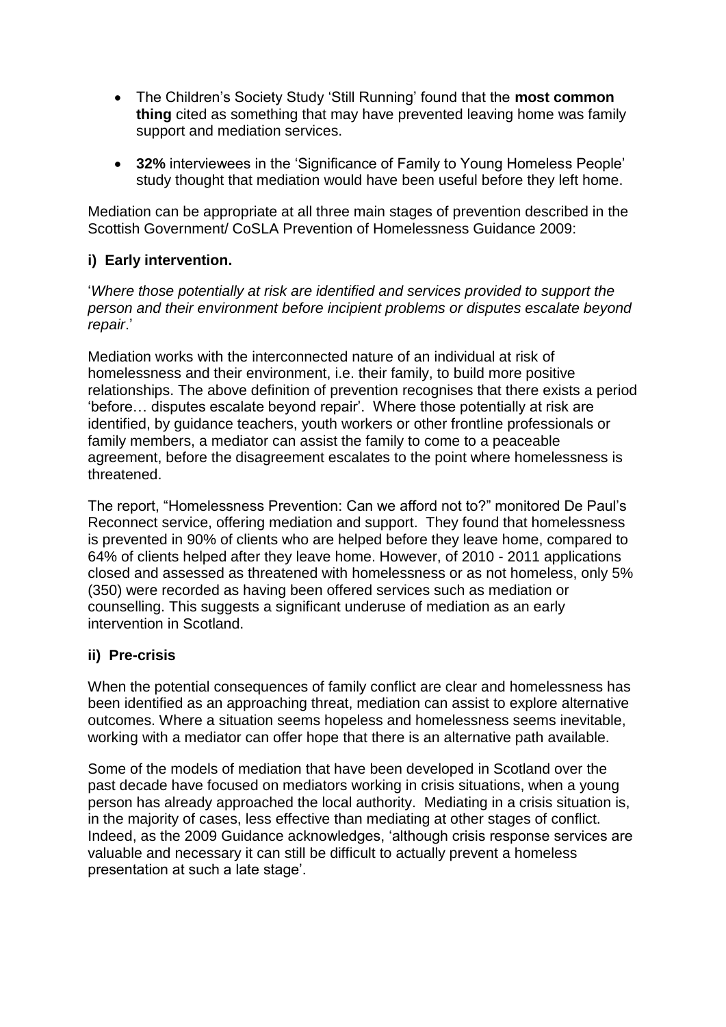- The Children's Society Study 'Still Running' found that the **most common thing** cited as something that may have prevented leaving home was family support and mediation services.
- **32%** interviewees in the 'Significance of Family to Young Homeless People' study thought that mediation would have been useful before they left home.

Mediation can be appropriate at all three main stages of prevention described in the Scottish Government/ CoSLA Prevention of Homelessness Guidance 2009:

### i) Early intervention.

'*Where those potentially at risk are identified and services provided to support the person and their environment before incipient problems or disputes escalate beyond repair*.'

Mediation works with the interconnected nature of an individual at risk of homelessness and their environment, i.e. their family, to build more positive relationships. The above definition of prevention recognises that there exists a period 'before… disputes escalate beyond repair'. Where those potentially at risk are identified, by guidance teachers, youth workers or other frontline professionals or family members, a mediator can assist the family to come to a peaceable agreement, before the disagreement escalates to the point where homelessness is threatened.

The report, "Homelessness Prevention: Can we afford not to?" monitored De Paul's Reconnect service, offering mediation and support. They found that homelessness is prevented in 90% of clients who are helped before they leave home, compared to 64% of clients helped after they leave home. However, of 2010 - 2011 applications closed and assessed as threatened with homelessness or as not homeless, only 5% (350) were recorded as having been offered services such as mediation or counselling. This suggests a significant underuse of mediation as an early intervention in Scotland.

### ii) Pre-crisis

When the potential consequences of family conflict are clear and homelessness has been identified as an approaching threat, mediation can assist to explore alternative outcomes. Where a situation seems hopeless and homelessness seems inevitable, working with a mediator can offer hope that there is an alternative path available.

Some of the models of mediation that have been developed in Scotland over the past decade have focused on mediators working in crisis situations, when a young person has already approached the local authority. Mediating in a crisis situation is, in the majority of cases, less effective than mediating at other stages of conflict. Indeed, as the 2009 Guidance acknowledges, 'although crisis response services are valuable and necessary it can still be difficult to actually prevent a homeless presentation at such a late stage'.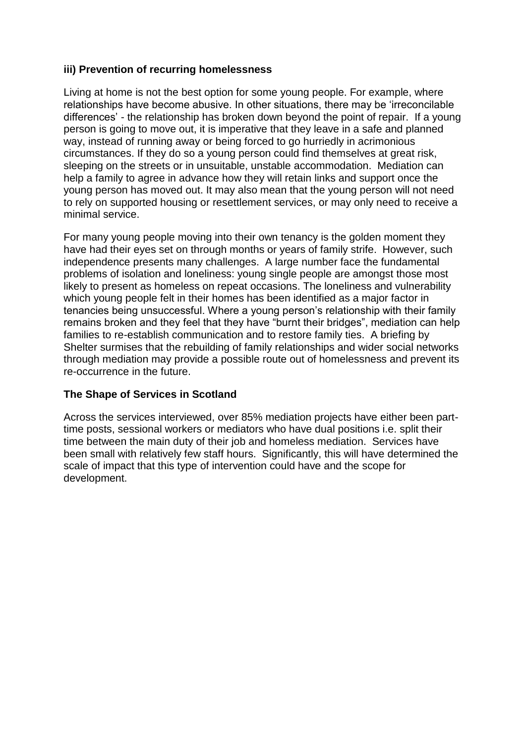### iii) Prevention of recurring homelessness

Living at home is not the best option for some young people. For example, where relationships have become abusive. In other situations, there may be 'irreconcilable differences' - the relationship has broken down beyond the point of repair. If a young person is going to move out, it is imperative that they leave in a safe and planned way, instead of running away or being forced to go hurriedly in acrimonious circumstances. If they do so a young person could find themselves at great risk, sleeping on the streets or in unsuitable, unstable accommodation. Mediation can help a family to agree in advance how they will retain links and support once the young person has moved out. It may also mean that the young person will not need to rely on supported housing or resettlement services, or may only need to receive a minimal service.

For many young people moving into their own tenancy is the golden moment they have had their eyes set on through months or years of family strife. However, such independence presents many challenges. A large number face the fundamental problems of isolation and loneliness: young single people are amongst those most likely to present as homeless on repeat occasions. The loneliness and vulnerability which young people felt in their homes has been identified as a major factor in tenancies being unsuccessful. Where a young person's relationship with their family remains broken and they feel that they have "burnt their bridges", mediation can help families to re-establish communication and to restore family ties. A briefing by Shelter surmises that the rebuilding of family relationships and wider social networks through mediation may provide a possible route out of homelessness and prevent its re-occurrence in the future.

### The Shape of Services in Scotland

Across the services interviewed, over 85% mediation projects have either been part-time posts, sessional workers or mediators who have dual positions i.e. split their time between the main duty of their job and homeless mediation. Services have been small with relatively few staff hours. Significantly, this will have determined the scale of impact that this type of intervention could have and the scope for development.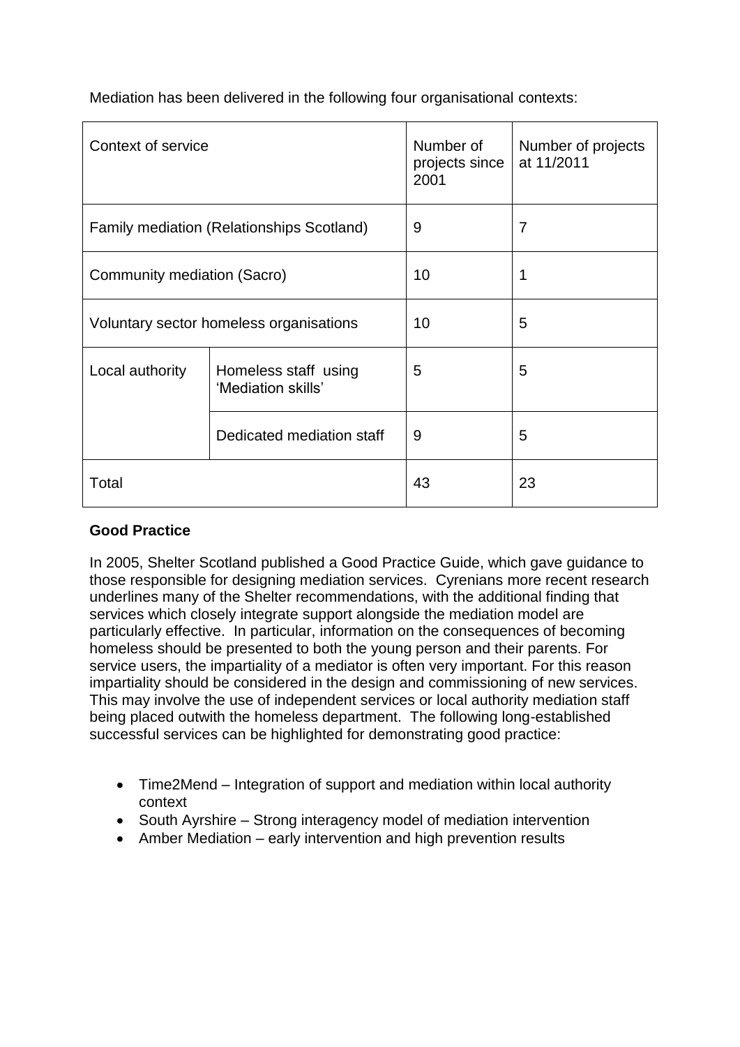Mediation has been delivered in the following four organisational contexts:

| Context of service | | Number of projects since 2001 | Number of projects at 11/2011 |
|---|---|---|---|
| Family mediation (Relationships Scotland) | | 9 | 7 |
| Community mediation (Sacro) | | 10 | 1 |
| Voluntary sector homeless organisations | | 10 | 5 |
| Local authority | Homeless staff using 'Mediation skills' | 5 | 5 |
| | Dedicated mediation staff | 9 | 5 |
| Total | | 43 | 23 |

**Good Practice**

In 2005, Shelter Scotland published a Good Practice Guide, which gave guidance to those responsible for designing mediation services. Cyrenians more recent research underlines many of the Shelter recommendations, with the additional finding that services which closely integrate support alongside the mediation model are particularly effective. In particular, information on the consequences of becoming homeless should be presented to both the young person and their parents. For service users, the impartiality of a mediator is often very important. For this reason impartiality should be considered in the design and commissioning of new services. This may involve the use of independent services or local authority mediation staff being placed outwith the homeless department. The following long-established successful services can be highlighted for demonstrating good practice:

- Time2Mend – Integration of support and mediation within local authority context
- South Ayrshire – Strong interagency model of mediation intervention
- Amber Mediation – early intervention and high prevention results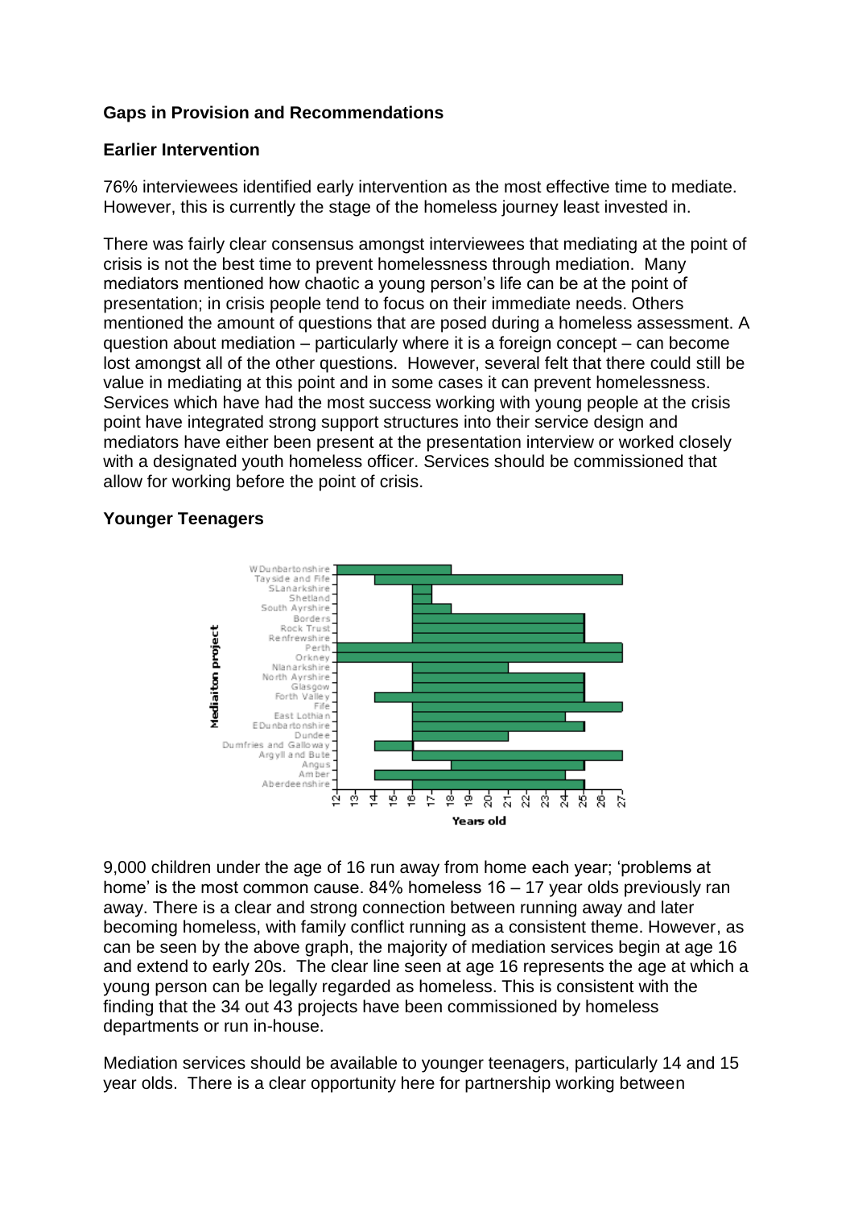### Gaps in Provision and Recommendations

### Earlier Intervention

76% interviewees identified early intervention as the most effective time to mediate. However, this is currently the stage of the homeless journey least invested in.

There was fairly clear consensus amongst interviewees that mediating at the point of crisis is not the best time to prevent homelessness through mediation. Many mediators mentioned how chaotic a young person's life can be at the point of presentation; in crisis people tend to focus on their immediate needs. Others mentioned the amount of questions that are posed during a homeless assessment. A question about mediation – particularly where it is a foreign concept – can become lost amongst all of the other questions. However, several felt that there could still be value in mediating at this point and in some cases it can prevent homelessness. Services which have had the most success working with young people at the crisis point have integrated strong support structures into their service design and mediators have either been present at the presentation interview or worked closely with a designated youth homeless officer. Services should be commissioned that allow for working before the point of crisis.

### Younger Teenagers

9,000 children under the age of 16 run away from home each year; 'problems at home' is the most common cause. 84% homeless 16 – 17 year olds previously ran away. There is a clear and strong connection between running away and later becoming homeless, with family conflict running as a consistent theme. However, as can be seen by the above graph, the majority of mediation services begin at age 16 and extend to early 20s. The clear line seen at age 16 represents the age at which a young person can be legally regarded as homeless. This is consistent with the finding that the 34 out 43 projects have been commissioned by homeless departments or run in-house.

Mediation services should be available to younger teenagers, particularly 14 and 15 year olds. There is a clear opportunity here for partnership working between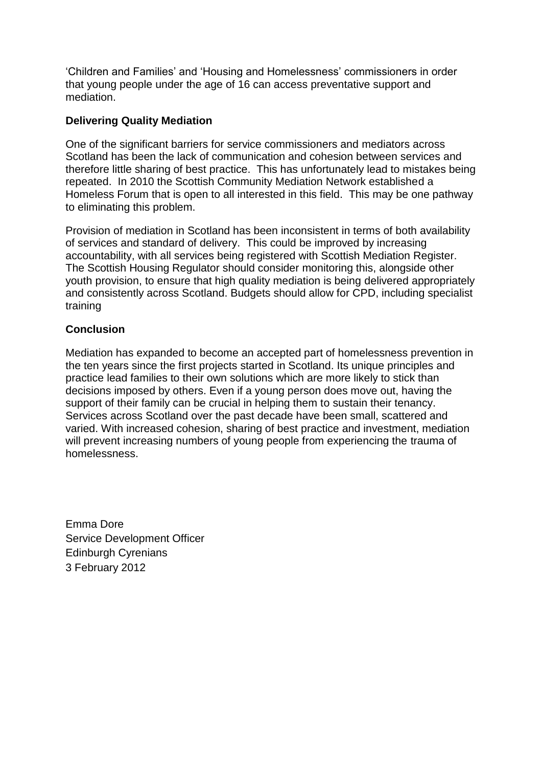'Children and Families' and 'Housing and Homelessness' commissioners in order that young people under the age of 16 can access preventative support and mediation.

**Delivering Quality Mediation**

One of the significant barriers for service commissioners and mediators across Scotland has been the lack of communication and cohesion between services and therefore little sharing of best practice. This has unfortunately lead to mistakes being repeated. In 2010 the Scottish Community Mediation Network established a Homeless Forum that is open to all interested in this field. This may be one pathway to eliminating this problem.

Provision of mediation in Scotland has been inconsistent in terms of both availability of services and standard of delivery. This could be improved by increasing accountability, with all services being registered with Scottish Mediation Register. The Scottish Housing Regulator should consider monitoring this, alongside other youth provision, to ensure that high quality mediation is being delivered appropriately and consistently across Scotland. Budgets should allow for CPD, including specialist training

**Conclusion**

Mediation has expanded to become an accepted part of homelessness prevention in the ten years since the first projects started in Scotland. Its unique principles and practice lead families to their own solutions which are more likely to stick than decisions imposed by others. Even if a young person does move out, having the support of their family can be crucial in helping them to sustain their tenancy. Services across Scotland over the past decade have been small, scattered and varied. With increased cohesion, sharing of best practice and investment, mediation will prevent increasing numbers of young people from experiencing the trauma of homelessness.

Emma Dore  
Service Development Officer  
Edinburgh Cyrenians  
3 February 2012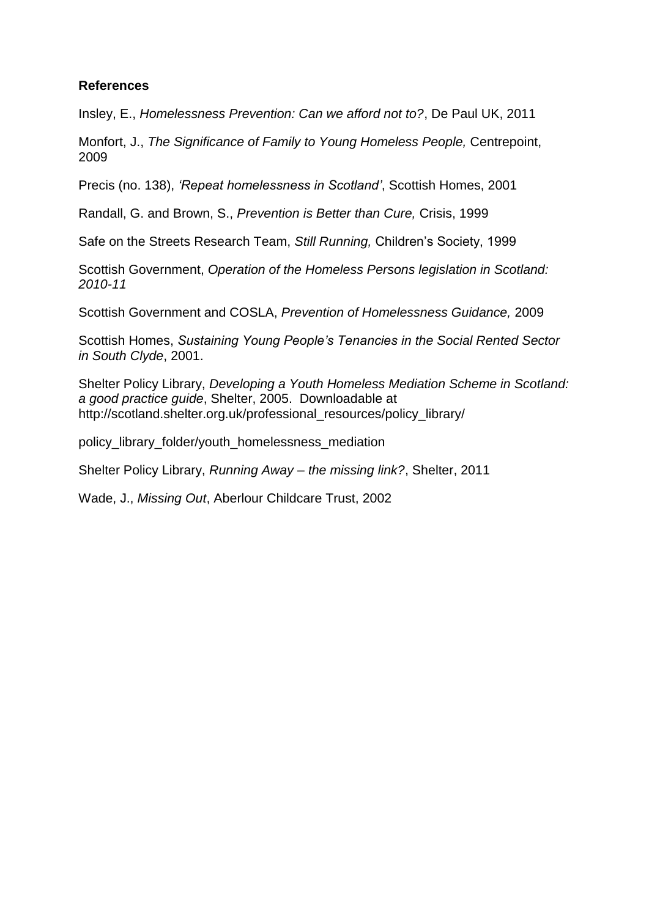**References**

Insley, E., *Homelessness Prevention: Can we afford not to?*, De Paul UK, 2011

Monfort, J., *The Significance of Family to Young Homeless People,* Centrepoint, 2009

Precis (no. 138), *'Repeat homelessness in Scotland'*, Scottish Homes, 2001

Randall, G. and Brown, S., *Prevention is Better than Cure,* Crisis, 1999

Safe on the Streets Research Team, *Still Running,* Children's Society, 1999

Scottish Government, *Operation of the Homeless Persons legislation in Scotland: 2010-11*

Scottish Government and COSLA, *Prevention of Homelessness Guidance,* 2009

Scottish Homes, *Sustaining Young People's Tenancies in the Social Rented Sector in South Clyde*, 2001.

Shelter Policy Library, *Developing a Youth Homeless Mediation Scheme in Scotland: a good practice guide*, Shelter, 2005. Downloadable at http://scotland.shelter.org.uk/professional_resources/policy_library/

policy_library_folder/youth_homelessness_mediation

Shelter Policy Library, *Running Away – the missing link?*, Shelter, 2011

Wade, J., *Missing Out*, Aberlour Childcare Trust, 2002